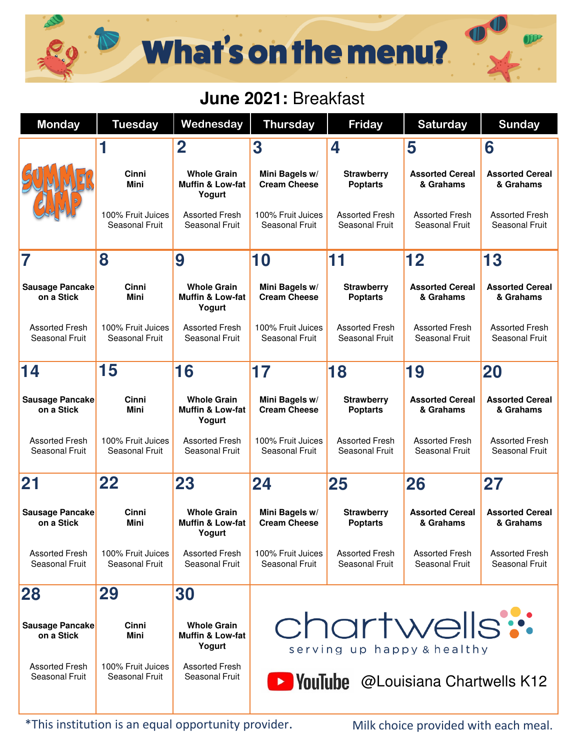# What's on the menu?

## June 2021: Breakfast

| Monday | Tuesday | Wednesday | Thursday | Friday | Saturday | Sunday |
|---|---|---|---|---|---|---|
| SUMMER CAMP | 1<br>**Cinni Mini**<br>100% Fruit Juices Seasonal Fruit | 2<br>**Whole Grain Muffin & Low-fat Yogurt**<br>Assorted Fresh Seasonal Fruit | 3<br>**Mini Bagels w/ Cream Cheese**<br>100% Fruit Juices Seasonal Fruit | 4<br>**Strawberry Poptarts**<br>Assorted Fresh Seasonal Fruit | 5<br>**Assorted Cereal & Grahams**<br>Assorted Fresh Seasonal Fruit | 6<br>**Assorted Cereal & Grahams**<br>Assorted Fresh Seasonal Fruit |
| 7<br>**Sausage Pancake on a Stick**<br>Assorted Fresh Seasonal Fruit | 8<br>**Cinni Mini**<br>100% Fruit Juices Seasonal Fruit | 9<br>**Whole Grain Muffin & Low-fat Yogurt**<br>Assorted Fresh Seasonal Fruit | 10<br>**Mini Bagels w/ Cream Cheese**<br>100% Fruit Juices Seasonal Fruit | 11<br>**Strawberry Poptarts**<br>Assorted Fresh Seasonal Fruit | 12<br>**Assorted Cereal & Grahams**<br>Assorted Fresh Seasonal Fruit | 13<br>**Assorted Cereal & Grahams**<br>Assorted Fresh Seasonal Fruit |
| 14<br>**Sausage Pancake on a Stick**<br>Assorted Fresh Seasonal Fruit | 15<br>**Cinni Mini**<br>100% Fruit Juices Seasonal Fruit | 16<br>**Whole Grain Muffin & Low-fat Yogurt**<br>Assorted Fresh Seasonal Fruit | 17<br>**Mini Bagels w/ Cream Cheese**<br>100% Fruit Juices Seasonal Fruit | 18<br>**Strawberry Poptarts**<br>Assorted Fresh Seasonal Fruit | 19<br>**Assorted Cereal & Grahams**<br>Assorted Fresh Seasonal Fruit | 20<br>**Assorted Cereal & Grahams**<br>Assorted Fresh Seasonal Fruit |
| 21<br>**Sausage Pancake on a Stick**<br>Assorted Fresh Seasonal Fruit | 22<br>**Cinni Mini**<br>100% Fruit Juices Seasonal Fruit | 23<br>**Whole Grain Muffin & Low-fat Yogurt**<br>Assorted Fresh Seasonal Fruit | 24<br>**Mini Bagels w/ Cream Cheese**<br>100% Fruit Juices Seasonal Fruit | 25<br>**Strawberry Poptarts**<br>Assorted Fresh Seasonal Fruit | 26<br>**Assorted Cereal & Grahams**<br>Assorted Fresh Seasonal Fruit | 27<br>**Assorted Cereal & Grahams**<br>Assorted Fresh Seasonal Fruit |
| 28<br>**Sausage Pancake on a Stick**<br>Assorted Fresh Seasonal Fruit | 29<br>**Cinni Mini**<br>100% Fruit Juices Seasonal Fruit | 30<br>**Whole Grain Muffin & Low-fat Yogurt**<br>Assorted Fresh Seasonal Fruit | chartwells<br>serving up happy & healthy<br>YouTube @Louisiana Chartwells K12 | | | |

*This institution is an equal opportunity provider.

Milk choice provided with each meal.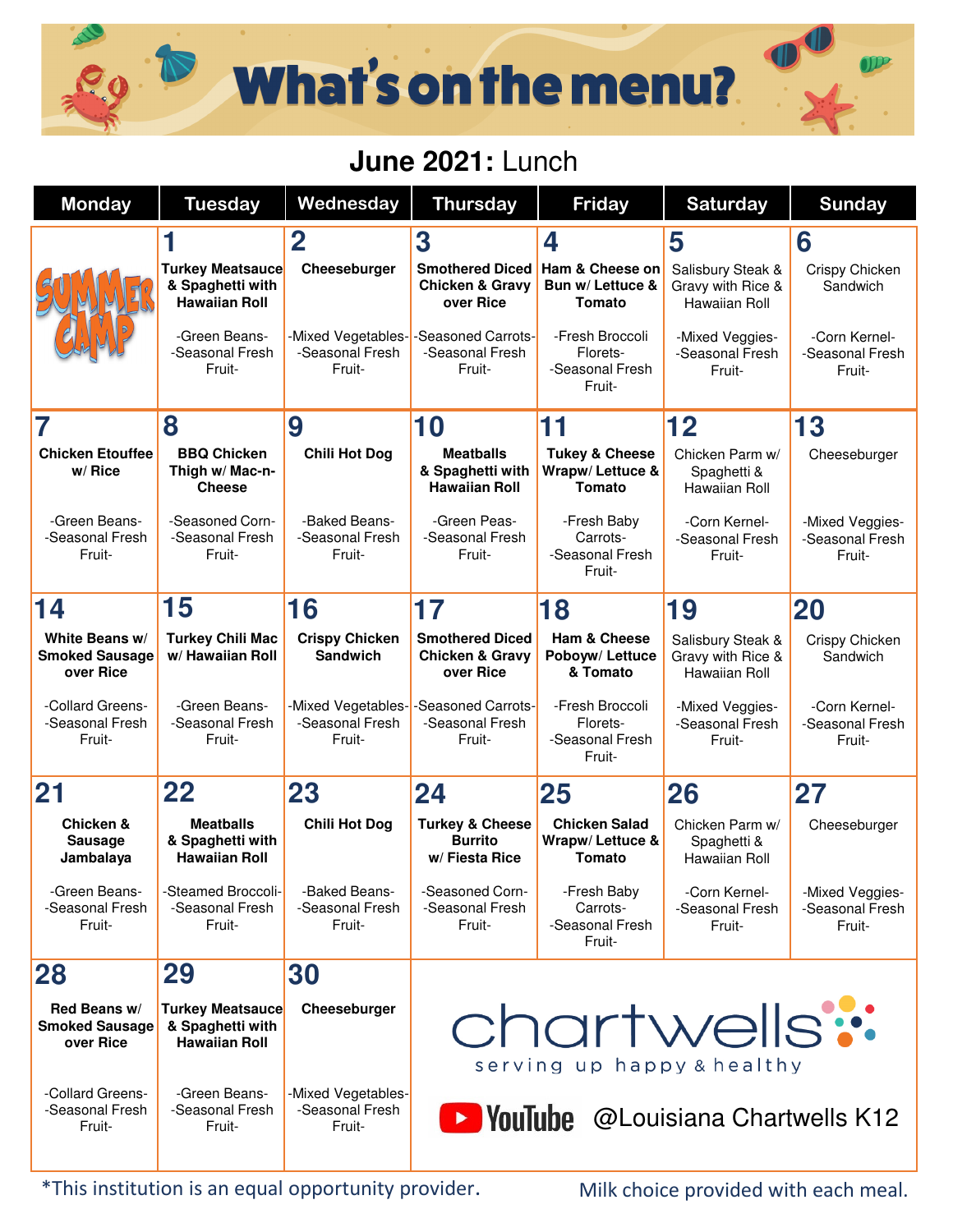# What's on the menu?

## June 2021: Lunch

| Monday | Tuesday | Wednesday | Thursday | Friday | Saturday | Sunday |
|---|---|---|---|---|---|---|
| SUMMER CAMP | **1** **Turkey Meatsauce & Spaghetti with Hawaiian Roll** -Green Beans- -Seasonal Fresh Fruit- | **2** **Cheeseburger** -Mixed Vegetables- -Seasonal Fresh Fruit- | **3** **Smothered Diced Chicken & Gravy over Rice** -Seasoned Carrots- -Seasonal Fresh Fruit- | **4** **Ham & Cheese on Bun w/ Lettuce & Tomato** -Fresh Broccoli Florets- -Seasonal Fresh Fruit- | **5** Salisbury Steak & Gravy with Rice & Hawaiian Roll -Mixed Veggies- -Seasonal Fresh Fruit- | **6** Crispy Chicken Sandwich -Corn Kernel- -Seasonal Fresh Fruit- |
| **7** **Chicken Etouffee w/ Rice** -Green Beans- -Seasonal Fresh Fruit- | **8** **BBQ Chicken Thigh w/ Mac-n-Cheese** -Seasoned Corn- -Seasonal Fresh Fruit- | **9** **Chili Hot Dog** -Baked Beans- -Seasonal Fresh Fruit- | **10** **Meatballs & Spaghetti with Hawaiian Roll** -Green Peas- -Seasonal Fresh Fruit- | **11** **Tukey & Cheese Wrapw/ Lettuce & Tomato** -Fresh Baby Carrots- -Seasonal Fresh Fruit- | **12** Chicken Parm w/ Spaghetti & Hawaiian Roll -Corn Kernel- -Seasonal Fresh Fruit- | **13** Cheeseburger -Mixed Veggies- -Seasonal Fresh Fruit- |
| **14** **White Beans w/ Smoked Sausage over Rice** -Collard Greens- -Seasonal Fresh Fruit- | **15** **Turkey Chili Mac w/ Hawaiian Roll** -Green Beans- -Seasonal Fresh Fruit- | **16** **Crispy Chicken Sandwich** -Mixed Vegetables- -Seasonal Fresh Fruit- | **17** **Smothered Diced Chicken & Gravy over Rice** -Seasoned Carrots- -Seasonal Fresh Fruit- | **18** **Ham & Cheese Poboyw/ Lettuce & Tomato** -Fresh Broccoli Florets- -Seasonal Fresh Fruit- | **19** Salisbury Steak & Gravy with Rice & Hawaiian Roll -Mixed Veggies- -Seasonal Fresh Fruit- | **20** Crispy Chicken Sandwich -Corn Kernel- -Seasonal Fresh Fruit- |
| **21** **Chicken & Sausage Jambalaya** -Green Beans- -Seasonal Fresh Fruit- | **22** **Meatballs & Spaghetti with Hawaiian Roll** -Steamed Broccoli- -Seasonal Fresh Fruit- | **23** **Chili Hot Dog** -Baked Beans- -Seasonal Fresh Fruit- | **24** **Turkey & Cheese Burrito w/ Fiesta Rice** -Seasoned Corn- -Seasonal Fresh Fruit- | **25** **Chicken Salad Wrapw/ Lettuce & Tomato** -Fresh Baby Carrots- -Seasonal Fresh Fruit- | **26** Chicken Parm w/ Spaghetti & Hawaiian Roll -Corn Kernel- -Seasonal Fresh Fruit- | **27** Cheeseburger -Mixed Veggies- -Seasonal Fresh Fruit- |
| **28** **Red Beans w/ Smoked Sausage over Rice** -Collard Greens- -Seasonal Fresh Fruit- | **29** **Turkey Meatsauce & Spaghetti with Hawaiian Roll** -Green Beans- -Seasonal Fresh Fruit- | **30** **Cheeseburger** -Mixed Vegetables- -Seasonal Fresh Fruit- | | | | |

chartwells
serving up happy & healthy

YouTube @Louisiana Chartwells K12

*This institution is an equal opportunity provider.

Milk choice provided with each meal.